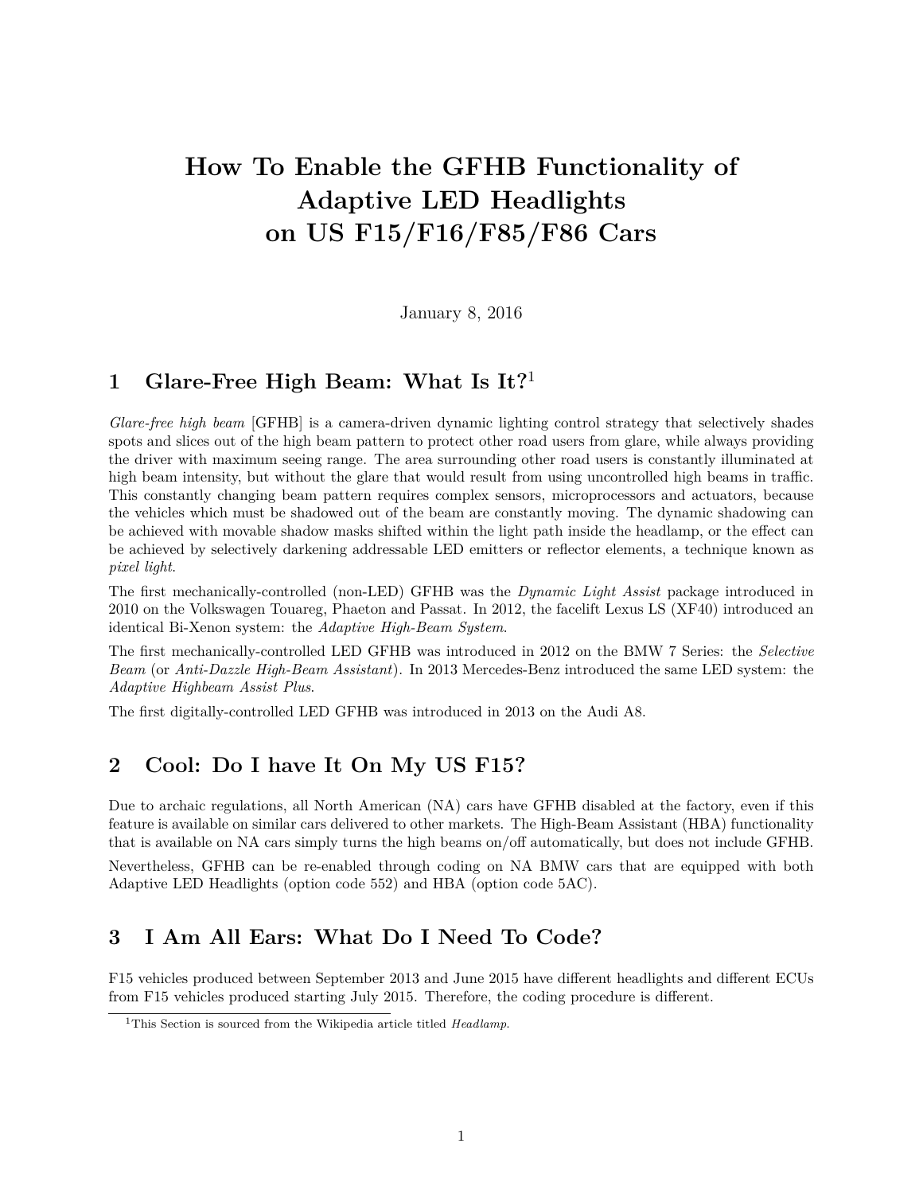# How To Enable the GFHB Functionality of Adaptive LED Headlights on US F15/F16/F85/F86 Cars

January 8, 2016

## 1 Glare-Free High Beam: What Is It?[1]

*Glare-free high beam* [GFHB] is a camera-driven dynamic lighting control strategy that selectively shades spots and slices out of the high beam pattern to protect other road users from glare, while always providing the driver with maximum seeing range. The area surrounding other road users is constantly illuminated at high beam intensity, but without the glare that would result from using uncontrolled high beams in traffic. This constantly changing beam pattern requires complex sensors, microprocessors and actuators, because the vehicles which must be shadowed out of the beam are constantly moving. The dynamic shadowing can be achieved with movable shadow masks shifted within the light path inside the headlamp, or the effect can be achieved by selectively darkening addressable LED emitters or reflector elements, a technique known as *pixel light*.

The first mechanically-controlled (non-LED) GFHB was the *Dynamic Light Assist* package introduced in 2010 on the Volkswagen Touareg, Phaeton and Passat. In 2012, the facelift Lexus LS (XF40) introduced an identical Bi-Xenon system: the *Adaptive High-Beam System*.

The first mechanically-controlled LED GFHB was introduced in 2012 on the BMW 7 Series: the *Selective Beam* (or *Anti-Dazzle High-Beam Assistant*). In 2013 Mercedes-Benz introduced the same LED system: the *Adaptive Highbeam Assist Plus*.

The first digitally-controlled LED GFHB was introduced in 2013 on the Audi A8.

## 2 Cool: Do I have It On My US F15?

Due to archaic regulations, all North American (NA) cars have GFHB disabled at the factory, even if this feature is available on similar cars delivered to other markets. The High-Beam Assistant (HBA) functionality that is available on NA cars simply turns the high beams on/off automatically, but does not include GFHB.

Nevertheless, GFHB can be re-enabled through coding on NA BMW cars that are equipped with both Adaptive LED Headlights (option code 552) and HBA (option code 5AC).

## 3 I Am All Ears: What Do I Need To Code?

F15 vehicles produced between September 2013 and June 2015 have different headlights and different ECUs from F15 vehicles produced starting July 2015. Therefore, the coding procedure is different.

---

[1] This Section is sourced from the Wikipedia article titled *Headlamp*.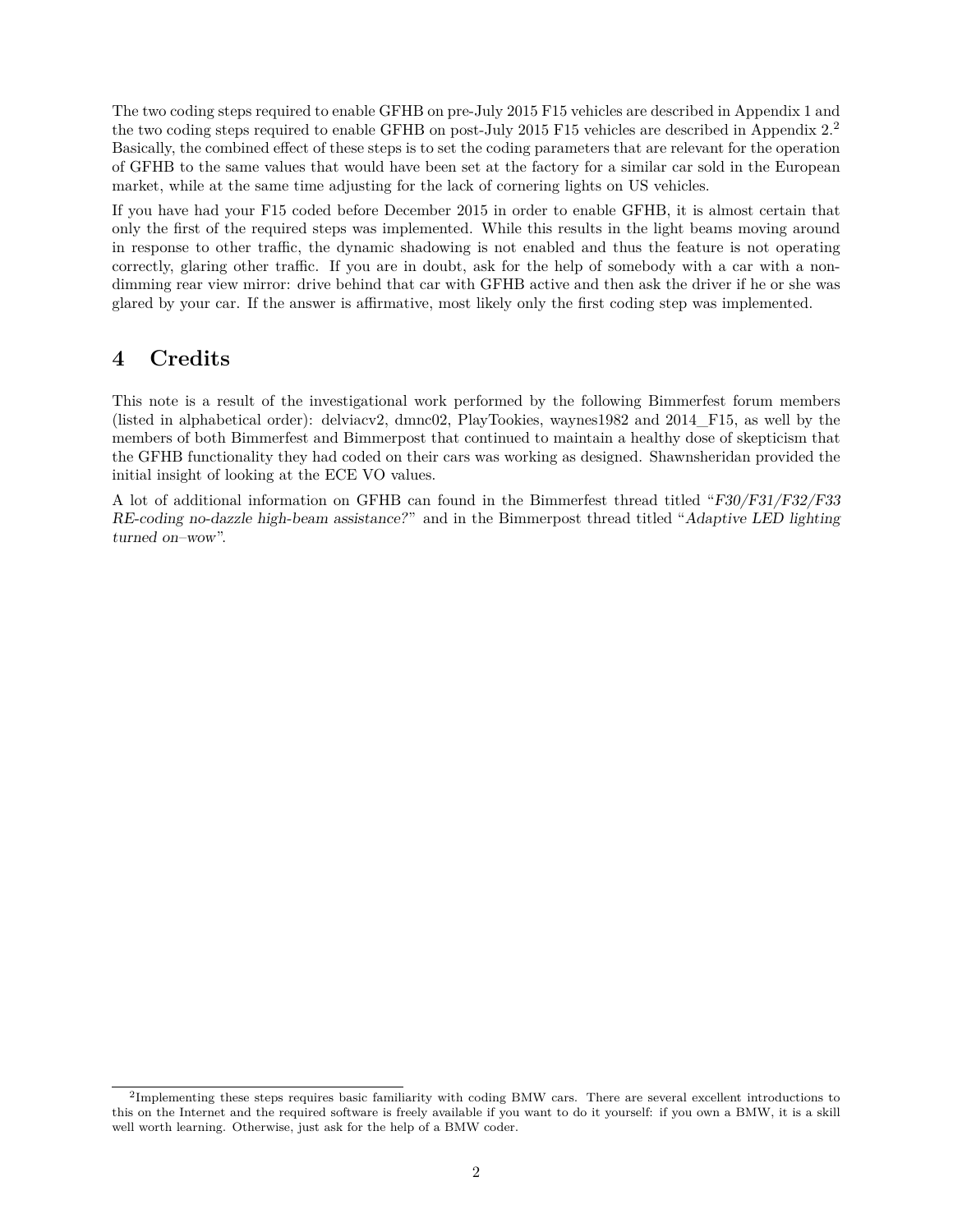The two coding steps required to enable GFHB on pre-July 2015 F15 vehicles are described in Appendix 1 and the two coding steps required to enable GFHB on post-July 2015 F15 vehicles are described in Appendix 2.[2] Basically, the combined effect of these steps is to set the coding parameters that are relevant for the operation of GFHB to the same values that would have been set at the factory for a similar car sold in the European market, while at the same time adjusting for the lack of cornering lights on US vehicles.

If you have had your F15 coded before December 2015 in order to enable GFHB, it is almost certain that only the first of the required steps was implemented. While this results in the light beams moving around in response to other traffic, the dynamic shadowing is not enabled and thus the feature is not operating correctly, glaring other traffic. If you are in doubt, ask for the help of somebody with a car with a non-dimming rear view mirror: drive behind that car with GFHB active and then ask the driver if he or she was glared by your car. If the answer is affirmative, most likely only the first coding step was implemented.

## 4 Credits

This note is a result of the investigational work performed by the following Bimmerfest forum members (listed in alphabetical order): delviacv2, dmnc02, PlayTookies, waynes1982 and 2014_F15, as well by the members of both Bimmerfest and Bimmerpost that continued to maintain a healthy dose of skepticism that the GFHB functionality they had coded on their cars was working as designed. Shawnsheridan provided the initial insight of looking at the ECE VO values.

A lot of additional information on GFHB can found in the Bimmerfest thread titled "*F30/F31/F32/F33 RE-coding no-dazzle high-beam assistance?*" and in the Bimmerpost thread titled "*Adaptive LED lighting turned on–wow*".

[2] Implementing these steps requires basic familiarity with coding BMW cars. There are several excellent introductions to this on the Internet and the required software is freely available if you want to do it yourself: if you own a BMW, it is a skill well worth learning. Otherwise, just ask for the help of a BMW coder.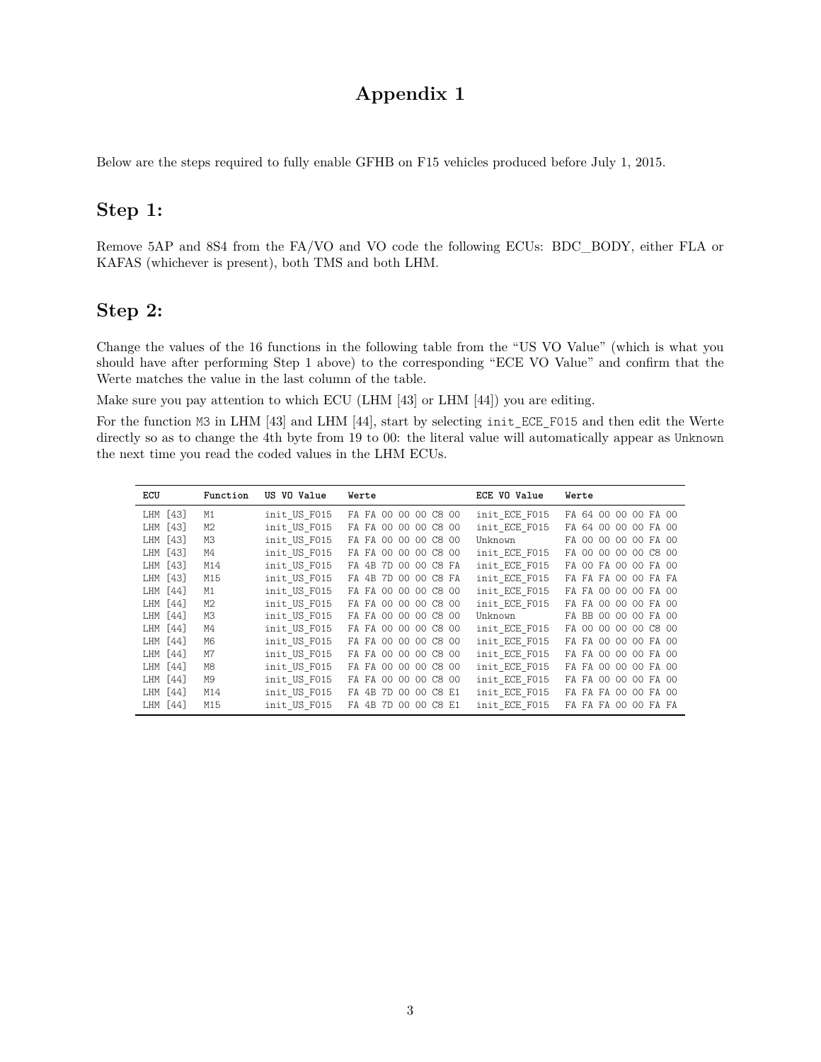# Appendix 1

Below are the steps required to fully enable GFHB on F15 vehicles produced before July 1, 2015.

## Step 1:

Remove 5AP and 8S4 from the FA/VO and VO code the following ECUs: BDC_BODY, either FLA or KAFAS (whichever is present), both TMS and both LHM.

## Step 2:

Change the values of the 16 functions in the following table from the "US VO Value" (which is what you should have after performing Step 1 above) to the corresponding "ECE VO Value" and confirm that the Werte matches the value in the last column of the table.

Make sure you pay attention to which ECU (LHM [43] or LHM [44]) you are editing.

For the function `M3` in LHM [43] and LHM [44], start by selecting `init_ECE_F015` and then edit the Werte directly so as to change the 4th byte from 19 to 00: the literal value will automatically appear as `Unknown` the next time you read the coded values in the LHM ECUs.

| ECU | Function | US VO Value | Werte | ECE VO Value | Werte |
|---|---|---|---|---|---|
| LHM [43] | M1 | init_US_F015 | FA FA 00 00 00 C8 00 | init_ECE_F015 | FA 64 00 00 00 FA 00 |
| LHM [43] | M2 | init_US_F015 | FA FA 00 00 00 C8 00 | init_ECE_F015 | FA 64 00 00 00 FA 00 |
| LHM [43] | M3 | init_US_F015 | FA FA 00 00 00 C8 00 | Unknown | FA 00 00 00 00 FA 00 |
| LHM [43] | M4 | init_US_F015 | FA FA 00 00 00 C8 00 | init_ECE_F015 | FA 00 00 00 00 C8 00 |
| LHM [43] | M14 | init_US_F015 | FA 4B 7D 00 00 C8 FA | init_ECE_F015 | FA 00 FA 00 00 FA 00 |
| LHM [43] | M15 | init_US_F015 | FA 4B 7D 00 00 C8 FA | init_ECE_F015 | FA FA FA 00 00 FA FA |
| LHM [44] | M1 | init_US_F015 | FA FA 00 00 00 C8 00 | init_ECE_F015 | FA FA 00 00 00 FA 00 |
| LHM [44] | M2 | init_US_F015 | FA FA 00 00 00 C8 00 | init_ECE_F015 | FA FA 00 00 00 FA 00 |
| LHM [44] | M3 | init_US_F015 | FA FA 00 00 00 C8 00 | Unknown | FA BB 00 00 00 FA 00 |
| LHM [44] | M4 | init_US_F015 | FA FA 00 00 00 C8 00 | init_ECE_F015 | FA 00 00 00 00 C8 00 |
| LHM [44] | M6 | init_US_F015 | FA FA 00 00 00 C8 00 | init_ECE_F015 | FA FA 00 00 00 FA 00 |
| LHM [44] | M7 | init_US_F015 | FA FA 00 00 00 C8 00 | init_ECE_F015 | FA FA 00 00 00 FA 00 |
| LHM [44] | M8 | init_US_F015 | FA FA 00 00 00 C8 00 | init_ECE_F015 | FA FA 00 00 00 FA 00 |
| LHM [44] | M9 | init_US_F015 | FA FA 00 00 00 C8 00 | init_ECE_F015 | FA FA 00 00 00 FA 00 |
| LHM [44] | M14 | init_US_F015 | FA 4B 7D 00 00 C8 E1 | init_ECE_F015 | FA FA FA 00 00 FA 00 |
| LHM [44] | M15 | init_US_F015 | FA 4B 7D 00 00 C8 E1 | init_ECE_F015 | FA FA FA 00 00 FA FA |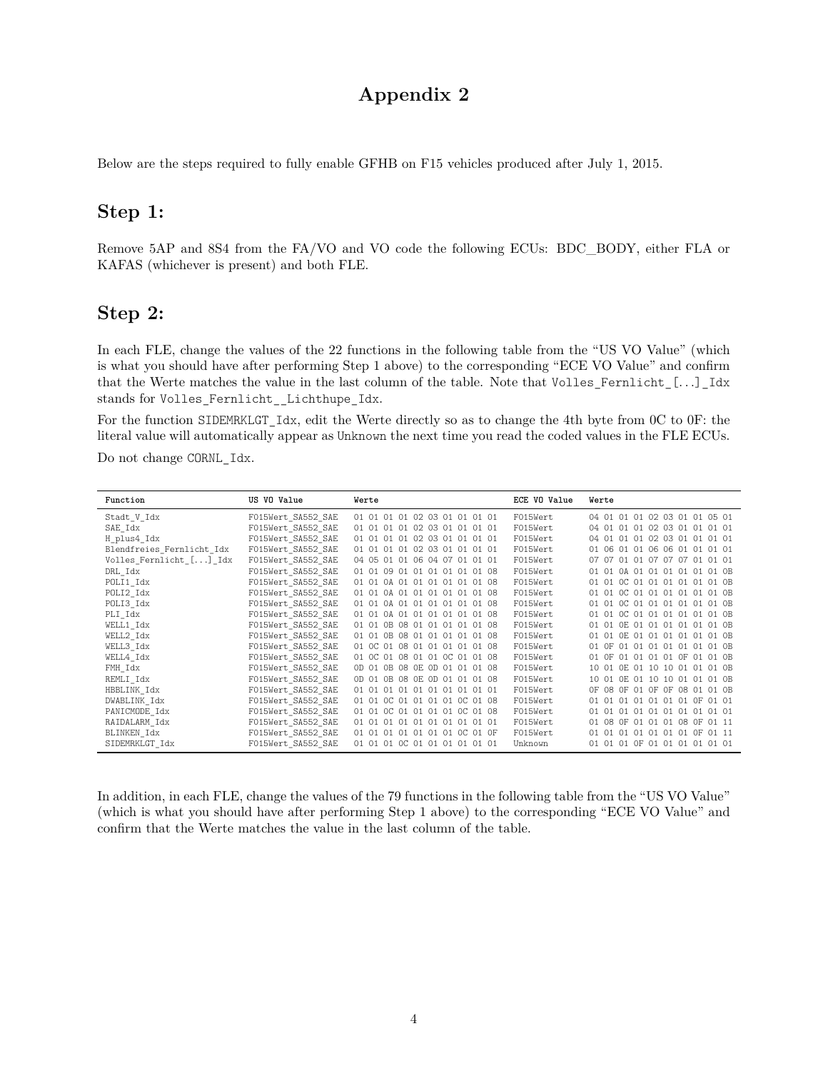# Appendix 2

Below are the steps required to fully enable GFHB on F15 vehicles produced after July 1, 2015.

## Step 1:

Remove 5AP and 8S4 from the FA/VO and VO code the following ECUs: BDC_BODY, either FLA or KAFAS (whichever is present) and both FLE.

## Step 2:

In each FLE, change the values of the 22 functions in the following table from the “US VO Value” (which is what you should have after performing Step 1 above) to the corresponding “ECE VO Value” and confirm that the Werte matches the value in the last column of the table. Note that `Volles_Fernlicht_[...]_Idx` stands for `Volles_Fernlicht__Lichthupe_Idx`.

For the function `SIDEMRKLGT_Idx`, edit the Werte directly so as to change the 4th byte from 0C to 0F: the literal value will automatically appear as `Unknown` the next time you read the coded values in the FLE ECUs.

Do not change `CORNL_Idx`.

| Function | US VO Value | Werte | ECE VO Value | Werte |
|---|---|---|---|---|
| Stadt_V_Idx | F015Wert_SA552_SAE | 01 01 01 01 02 03 01 01 01 01 | F015Wert | 04 01 01 01 02 03 01 01 05 01 |
| SAE_Idx | F015Wert_SA552_SAE | 01 01 01 01 02 03 01 01 01 01 | F015Wert | 04 01 01 01 02 03 01 01 01 01 |
| H_plus4_Idx | F015Wert_SA552_SAE | 01 01 01 01 02 03 01 01 01 01 | F015Wert | 04 01 01 01 02 03 01 01 01 01 |
| Blendfreies_Fernlicht_Idx | F015Wert_SA552_SAE | 01 01 01 01 02 03 01 01 01 01 | F015Wert | 01 06 01 01 06 06 01 01 01 01 |
| Volles_Fernlicht_[...]_Idx | F015Wert_SA552_SAE | 04 05 01 01 06 04 07 01 01 01 | F015Wert | 07 07 01 01 07 07 07 01 01 01 |
| DRL_Idx | F015Wert_SA552_SAE | 01 01 09 01 01 01 01 01 01 08 | F015Wert | 01 01 0A 01 01 01 01 01 01 0B |
| POLI1_Idx | F015Wert_SA552_SAE | 01 01 0A 01 01 01 01 01 01 08 | F015Wert | 01 01 0C 01 01 01 01 01 01 0B |
| POLI2_Idx | F015Wert_SA552_SAE | 01 01 0A 01 01 01 01 01 01 08 | F015Wert | 01 01 0C 01 01 01 01 01 01 0B |
| POLI3_Idx | F015Wert_SA552_SAE | 01 01 0A 01 01 01 01 01 01 08 | F015Wert | 01 01 0C 01 01 01 01 01 01 0B |
| PLI_Idx | F015Wert_SA552_SAE | 01 01 0A 01 01 01 01 01 01 08 | F015Wert | 01 01 0C 01 01 01 01 01 01 0B |
| WELL1_Idx | F015Wert_SA552_SAE | 01 01 0B 08 01 01 01 01 01 08 | F015Wert | 01 01 0E 01 01 01 01 01 01 0B |
| WELL2_Idx | F015Wert_SA552_SAE | 01 01 0B 08 01 01 01 01 01 08 | F015Wert | 01 01 0E 01 01 01 01 01 01 0B |
| WELL3_Idx | F015Wert_SA552_SAE | 01 0C 01 08 01 01 01 01 01 08 | F015Wert | 01 0F 01 01 01 01 01 01 01 0B |
| WELL4_Idx | F015Wert_SA552_SAE | 01 0C 01 08 01 01 0C 01 01 08 | F015Wert | 01 0F 01 01 01 01 0F 01 01 0B |
| FMH_Idx | F015Wert_SA552_SAE | 0D 01 0B 08 0E 0D 01 01 01 08 | F015Wert | 10 01 0E 01 10 10 01 01 01 0B |
| REMLI_Idx | F015Wert_SA552_SAE | 0D 01 0B 08 0E 0D 01 01 01 08 | F015Wert | 10 01 0E 01 10 10 01 01 01 0B |
| HBBLINK_Idx | F015Wert_SA552_SAE | 01 01 01 01 01 01 01 01 01 01 | F015Wert | 0F 08 0F 01 0F 0F 08 01 01 0B |
| DWABLINK_Idx | F015Wert_SA552_SAE | 01 01 0C 01 01 01 01 0C 01 08 | F015Wert | 01 01 01 01 01 01 01 0F 01 01 |
| PANICMODE_Idx | F015Wert_SA552_SAE | 01 01 0C 01 01 01 01 0C 01 08 | F015Wert | 01 01 01 01 01 01 01 01 01 01 |
| RAIDALARM_Idx | F015Wert_SA552_SAE | 01 01 01 01 01 01 01 01 01 01 | F015Wert | 01 08 0F 01 01 01 08 0F 01 11 |
| BLINKEN_Idx | F015Wert_SA552_SAE | 01 01 01 01 01 01 01 0C 01 0F | F015Wert | 01 01 01 01 01 01 01 0F 01 11 |
| SIDEMRKLGT_Idx | F015Wert_SA552_SAE | 01 01 01 0C 01 01 01 01 01 01 | Unknown | 01 01 01 0F 01 01 01 01 01 01 |

In addition, in each FLE, change the values of the 79 functions in the following table from the “US VO Value” (which is what you should have after performing Step 1 above) to the corresponding “ECE VO Value” and confirm that the Werte matches the value in the last column of the table.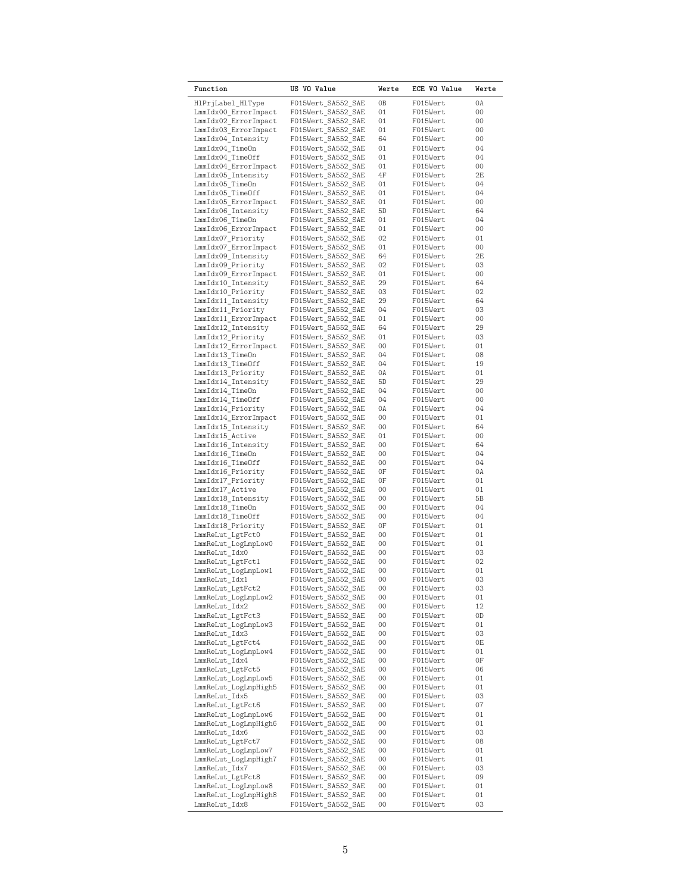| Function | US VO Value | Werte | ECE VO Value | Werte |
|---|---|---|---|---|
| HlPrjLabel_HlType | F015Wert_SA552_SAE | 0B | F015Wert | 0A |
| LmmIdx00_ErrorImpact | F015Wert_SA552_SAE | 01 | F015Wert | 00 |
| LmmIdx02_ErrorImpact | F015Wert_SA552_SAE | 01 | F015Wert | 00 |
| LmmIdx03_ErrorImpact | F015Wert_SA552_SAE | 01 | F015Wert | 00 |
| LmmIdx04_Intensity | F015Wert_SA552_SAE | 64 | F015Wert | 00 |
| LmmIdx04_TimeOn | F015Wert_SA552_SAE | 01 | F015Wert | 04 |
| LmmIdx04_TimeOff | F015Wert_SA552_SAE | 01 | F015Wert | 04 |
| LmmIdx04_ErrorImpact | F015Wert_SA552_SAE | 01 | F015Wert | 00 |
| LmmIdx05_Intensity | F015Wert_SA552_SAE | 4F | F015Wert | 2E |
| LmmIdx05_TimeOn | F015Wert_SA552_SAE | 01 | F015Wert | 04 |
| LmmIdx05_TimeOff | F015Wert_SA552_SAE | 01 | F015Wert | 04 |
| LmmIdx05_ErrorImpact | F015Wert_SA552_SAE | 01 | F015Wert | 00 |
| LmmIdx06_Intensity | F015Wert_SA552_SAE | 5D | F015Wert | 64 |
| LmmIdx06_TimeOn | F015Wert_SA552_SAE | 01 | F015Wert | 04 |
| LmmIdx06_ErrorImpact | F015Wert_SA552_SAE | 01 | F015Wert | 00 |
| LmmIdx07_Priority | F015Wert_SA552_SAE | 02 | F015Wert | 01 |
| LmmIdx07_ErrorImpact | F015Wert_SA552_SAE | 01 | F015Wert | 00 |
| LmmIdx09_Intensity | F015Wert_SA552_SAE | 64 | F015Wert | 2E |
| LmmIdx09_Priority | F015Wert_SA552_SAE | 02 | F015Wert | 03 |
| LmmIdx09_ErrorImpact | F015Wert_SA552_SAE | 01 | F015Wert | 00 |
| LmmIdx10_Intensity | F015Wert_SA552_SAE | 29 | F015Wert | 64 |
| LmmIdx10_Priority | F015Wert_SA552_SAE | 03 | F015Wert | 02 |
| LmmIdx11_Intensity | F015Wert_SA552_SAE | 29 | F015Wert | 64 |
| LmmIdx11_Priority | F015Wert_SA552_SAE | 04 | F015Wert | 03 |
| LmmIdx11_ErrorImpact | F015Wert_SA552_SAE | 01 | F015Wert | 00 |
| LmmIdx12_Intensity | F015Wert_SA552_SAE | 64 | F015Wert | 29 |
| LmmIdx12_Priority | F015Wert_SA552_SAE | 01 | F015Wert | 03 |
| LmmIdx12_ErrorImpact | F015Wert_SA552_SAE | 00 | F015Wert | 01 |
| LmmIdx13_TimeOn | F015Wert_SA552_SAE | 04 | F015Wert | 08 |
| LmmIdx13_TimeOff | F015Wert_SA552_SAE | 04 | F015Wert | 19 |
| LmmIdx13_Priority | F015Wert_SA552_SAE | 0A | F015Wert | 01 |
| LmmIdx14_Intensity | F015Wert_SA552_SAE | 5D | F015Wert | 29 |
| LmmIdx14_TimeOn | F015Wert_SA552_SAE | 04 | F015Wert | 00 |
| LmmIdx14_TimeOff | F015Wert_SA552_SAE | 04 | F015Wert | 00 |
| LmmIdx14_Priority | F015Wert_SA552_SAE | 0A | F015Wert | 04 |
| LmmIdx14_ErrorImpact | F015Wert_SA552_SAE | 00 | F015Wert | 01 |
| LmmIdx15_Intensity | F015Wert_SA552_SAE | 00 | F015Wert | 64 |
| LmmIdx15_Active | F015Wert_SA552_SAE | 01 | F015Wert | 00 |
| LmmIdx16_Intensity | F015Wert_SA552_SAE | 00 | F015Wert | 64 |
| LmmIdx16_TimeOn | F015Wert_SA552_SAE | 00 | F015Wert | 04 |
| LmmIdx16_TimeOff | F015Wert_SA552_SAE | 00 | F015Wert | 04 |
| LmmIdx16_Priority | F015Wert_SA552_SAE | 0F | F015Wert | 0A |
| LmmIdx17_Priority | F015Wert_SA552_SAE | 0F | F015Wert | 01 |
| LmmIdx17_Active | F015Wert_SA552_SAE | 00 | F015Wert | 01 |
| LmmIdx18_Intensity | F015Wert_SA552_SAE | 00 | F015Wert | 5B |
| LmmIdx18_TimeOn | F015Wert_SA552_SAE | 00 | F015Wert | 04 |
| LmmIdx18_TimeOff | F015Wert_SA552_SAE | 00 | F015Wert | 04 |
| LmmIdx18_Priority | F015Wert_SA552_SAE | 0F | F015Wert | 01 |
| LmmReLut_LgtFct0 | F015Wert_SA552_SAE | 00 | F015Wert | 01 |
| LmmReLut_LogLmpLow0 | F015Wert_SA552_SAE | 00 | F015Wert | 01 |
| LmmReLut_Idx0 | F015Wert_SA552_SAE | 00 | F015Wert | 03 |
| LmmReLut_LgtFct1 | F015Wert_SA552_SAE | 00 | F015Wert | 02 |
| LmmReLut_LogLmpLow1 | F015Wert_SA552_SAE | 00 | F015Wert | 01 |
| LmmReLut_Idx1 | F015Wert_SA552_SAE | 00 | F015Wert | 03 |
| LmmReLut_LgtFct2 | F015Wert_SA552_SAE | 00 | F015Wert | 03 |
| LmmReLut_LogLmpLow2 | F015Wert_SA552_SAE | 00 | F015Wert | 01 |
| LmmReLut_Idx2 | F015Wert_SA552_SAE | 00 | F015Wert | 12 |
| LmmReLut_LgtFct3 | F015Wert_SA552_SAE | 00 | F015Wert | 0D |
| LmmReLut_LogLmpLow3 | F015Wert_SA552_SAE | 00 | F015Wert | 01 |
| LmmReLut_Idx3 | F015Wert_SA552_SAE | 00 | F015Wert | 03 |
| LmmReLut_LgtFct4 | F015Wert_SA552_SAE | 00 | F015Wert | 0E |
| LmmReLut_LogLmpLow4 | F015Wert_SA552_SAE | 00 | F015Wert | 01 |
| LmmReLut_Idx4 | F015Wert_SA552_SAE | 00 | F015Wert | 0F |
| LmmReLut_LgtFct5 | F015Wert_SA552_SAE | 00 | F015Wert | 06 |
| LmmReLut_LogLmpLow5 | F015Wert_SA552_SAE | 00 | F015Wert | 01 |
| LmmReLut_LogLmpHigh5 | F015Wert_SA552_SAE | 00 | F015Wert | 01 |
| LmmReLut_Idx5 | F015Wert_SA552_SAE | 00 | F015Wert | 03 |
| LmmReLut_LgtFct6 | F015Wert_SA552_SAE | 00 | F015Wert | 07 |
| LmmReLut_LogLmpLow6 | F015Wert_SA552_SAE | 00 | F015Wert | 01 |
| LmmReLut_LogLmpHigh6 | F015Wert_SA552_SAE | 00 | F015Wert | 01 |
| LmmReLut_Idx6 | F015Wert_SA552_SAE | 00 | F015Wert | 03 |
| LmmReLut_LgtFct7 | F015Wert_SA552_SAE | 00 | F015Wert | 08 |
| LmmReLut_LogLmpLow7 | F015Wert_SA552_SAE | 00 | F015Wert | 01 |
| LmmReLut_LogLmpHigh7 | F015Wert_SA552_SAE | 00 | F015Wert | 01 |
| LmmReLut_Idx7 | F015Wert_SA552_SAE | 00 | F015Wert | 03 |
| LmmReLut_LgtFct8 | F015Wert_SA552_SAE | 00 | F015Wert | 09 |
| LmmReLut_LogLmpLow8 | F015Wert_SA552_SAE | 00 | F015Wert | 01 |
| LmmReLut_LogLmpHigh8 | F015Wert_SA552_SAE | 00 | F015Wert | 01 |
| LmmReLut_Idx8 | F015Wert_SA552_SAE | 00 | F015Wert | 03 |